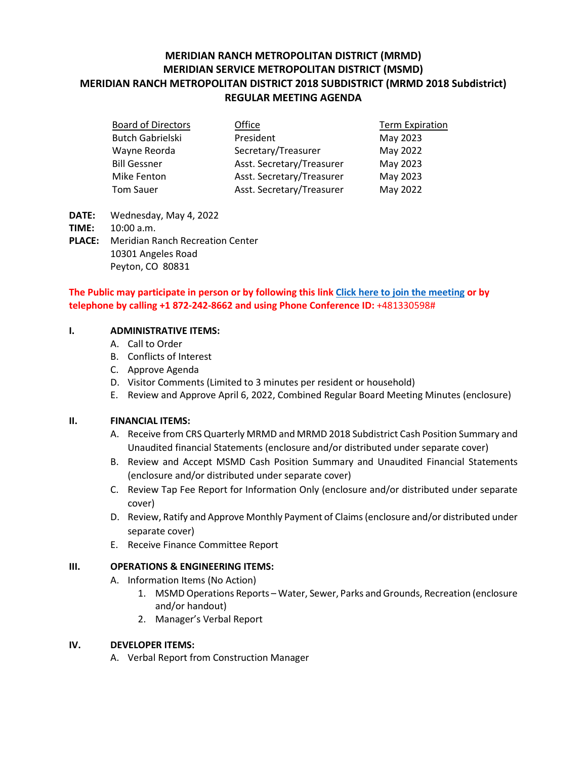# MERIDIAN RANCH METROPOLITAN DISTRICT (MRMD)
# MERIDIAN SERVICE METROPOLITAN DISTRICT (MSMD)
# MERIDIAN RANCH METROPOLITAN DISTRICT 2018 SUBDISTRICT (MRMD 2018 Subdistrict)
# REGULAR MEETING AGENDA

| Board of Directors | Office | Term Expiration |
|---|---|---|
| Butch Gabrielski | President | May 2023 |
| Wayne Reorda | Secretary/Treasurer | May 2022 |
| Bill Gessner | Asst. Secretary/Treasurer | May 2023 |
| Mike Fenton | Asst. Secretary/Treasurer | May 2023 |
| Tom Sauer | Asst. Secretary/Treasurer | May 2022 |

**DATE:** Wednesday, May 4, 2022
**TIME:** 10:00 a.m.
**PLACE:** Meridian Ranch Recreation Center
10301 Angeles Road
Peyton, CO 80831

**The Public may participate in person or by following this link Click here to join the meeting or by telephone by calling +1 872-242-8662 and using Phone Conference ID:** +481330598#

**I. ADMINISTRATIVE ITEMS:**

A. Call to Order
B. Conflicts of Interest
C. Approve Agenda
D. Visitor Comments (Limited to 3 minutes per resident or household)
E. Review and Approve April 6, 2022, Combined Regular Board Meeting Minutes (enclosure)

**II. FINANCIAL ITEMS:**

A. Receive from CRS Quarterly MRMD and MRMD 2018 Subdistrict Cash Position Summary and Unaudited financial Statements (enclosure and/or distributed under separate cover)
B. Review and Accept MSMD Cash Position Summary and Unaudited Financial Statements (enclosure and/or distributed under separate cover)
C. Review Tap Fee Report for Information Only (enclosure and/or distributed under separate cover)
D. Review, Ratify and Approve Monthly Payment of Claims (enclosure and/or distributed under separate cover)
E. Receive Finance Committee Report

**III. OPERATIONS & ENGINEERING ITEMS:**

A. Information Items (No Action)
   1. MSMD Operations Reports – Water, Sewer, Parks and Grounds, Recreation (enclosure and/or handout)
   2. Manager's Verbal Report

**IV. DEVELOPER ITEMS:**

A. Verbal Report from Construction Manager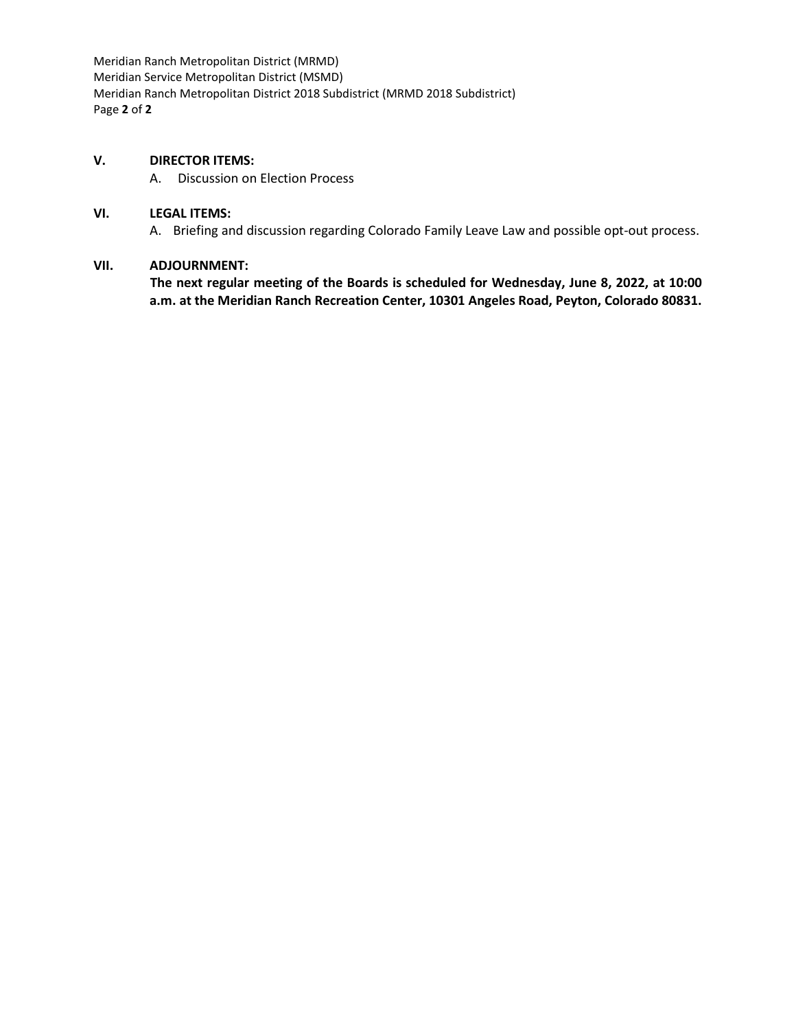## V. DIRECTOR ITEMS:

A. Discussion on Election Process

## VI. LEGAL ITEMS:

A. Briefing and discussion regarding Colorado Family Leave Law and possible opt-out process.

## VII. ADJOURNMENT:

**The next regular meeting of the Boards is scheduled for Wednesday, June 8, 2022, at 10:00 a.m. at the Meridian Ranch Recreation Center, 10301 Angeles Road, Peyton, Colorado 80831.**